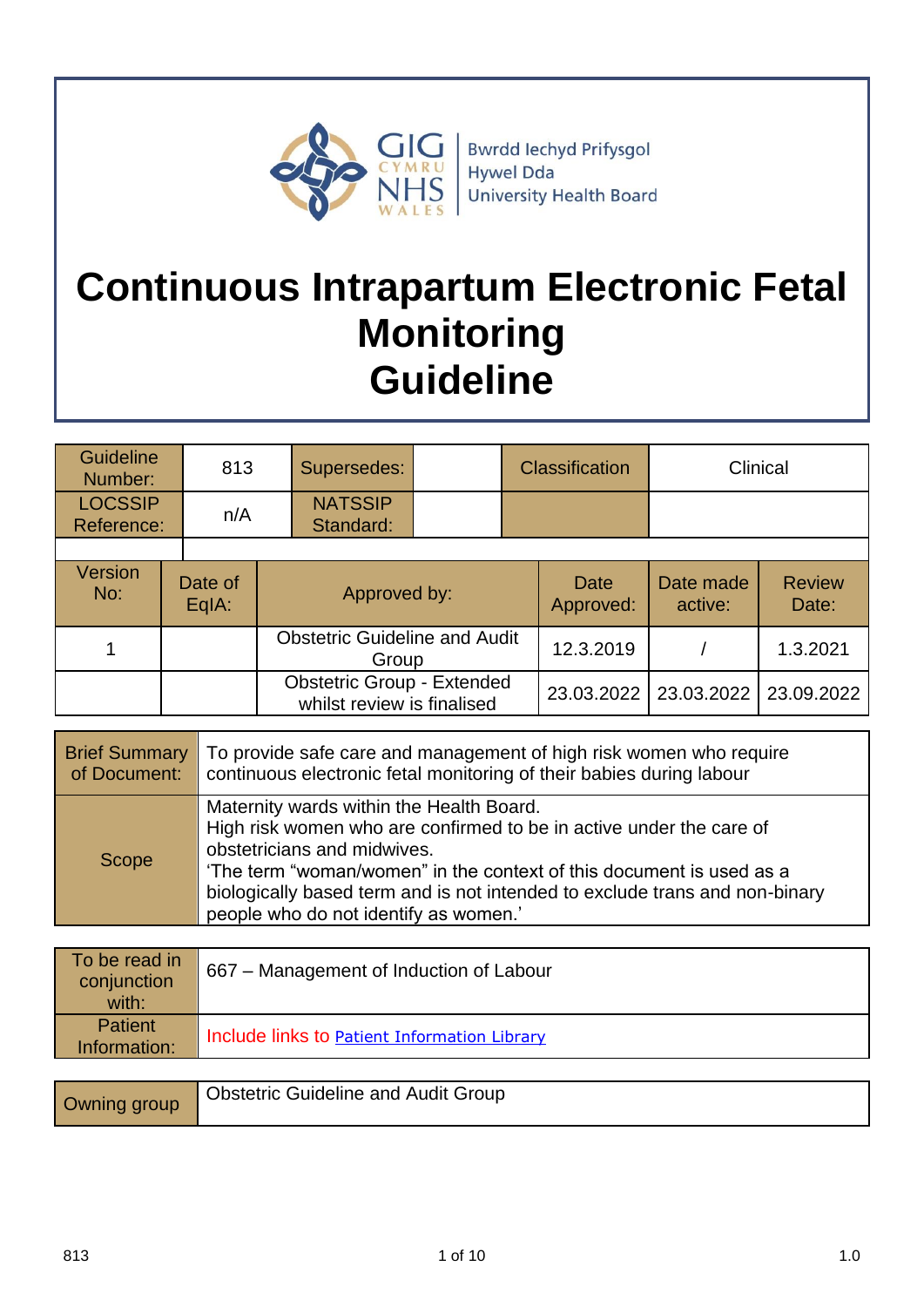Bwrdd Iechyd Prifysgol Hywel Dda University Health Board

# Continuous Intrapartum Electronic Fetal Monitoring Guideline

| Guideline Number: | 813 | Supersedes: | | Classification | Clinical |
|---|---|---|---|---|---|
| LOCSSIP Reference: | n/A | NATSSIP Standard: | | | |

| Version No: | Date of EqIA: | Approved by: | Date Approved: | Date made active: | Review Date: |
|---|---|---|---|---|---|
| 1 | | Obstetric Guideline and Audit Group | 12.3.2019 | / | 1.3.2021 |
| | | Obstetric Group - Extended whilst review is finalised | 23.03.2022 | 23.03.2022 | 23.09.2022 |

| Brief Summary of Document: | To provide safe care and management of high risk women who require continuous electronic fetal monitoring of their babies during labour |
|---|---|
| Scope | Maternity wards within the Health Board.<br>High risk women who are confirmed to be in active under the care of obstetricians and midwives.<br>'The term "woman/women" in the context of this document is used as a biologically based term and is not intended to exclude trans and non-binary people who do not identify as women.' |

| To be read in conjunction with: | 667 – Management of Induction of Labour |
|---|---|
| Patient Information: | Include links to [Patient Information Library](Patient Information Library) |

| Owning group | Obstetric Guideline and Audit Group |
|---|---|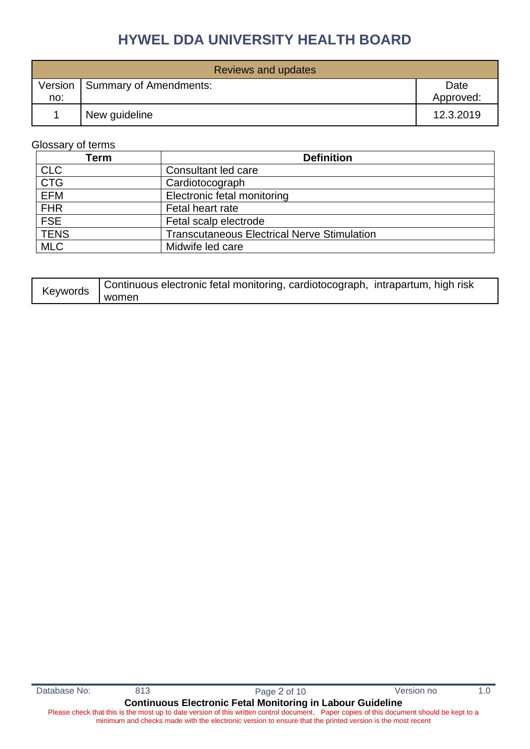# HYWEL DDA UNIVERSITY HEALTH BOARD

| Reviews and updates | | |
|---|---|---|
| Version no: | Summary of Amendments: | Date Approved: |
| 1 | New guideline | 12.3.2019 |

Glossary of terms

| Term | Definition |
|---|---|
| CLC | Consultant led care |
| CTG | Cardiotocograph |
| EFM | Electronic fetal monitoring |
| FHR | Fetal heart rate |
| FSE | Fetal scalp electrode |
| TENS | Transcutaneous Electrical Nerve Stimulation |
| MLC | Midwife led care |

| Keywords | Continuous electronic fetal monitoring, cardiotocograph, intrapartum, high risk women |
|---|---|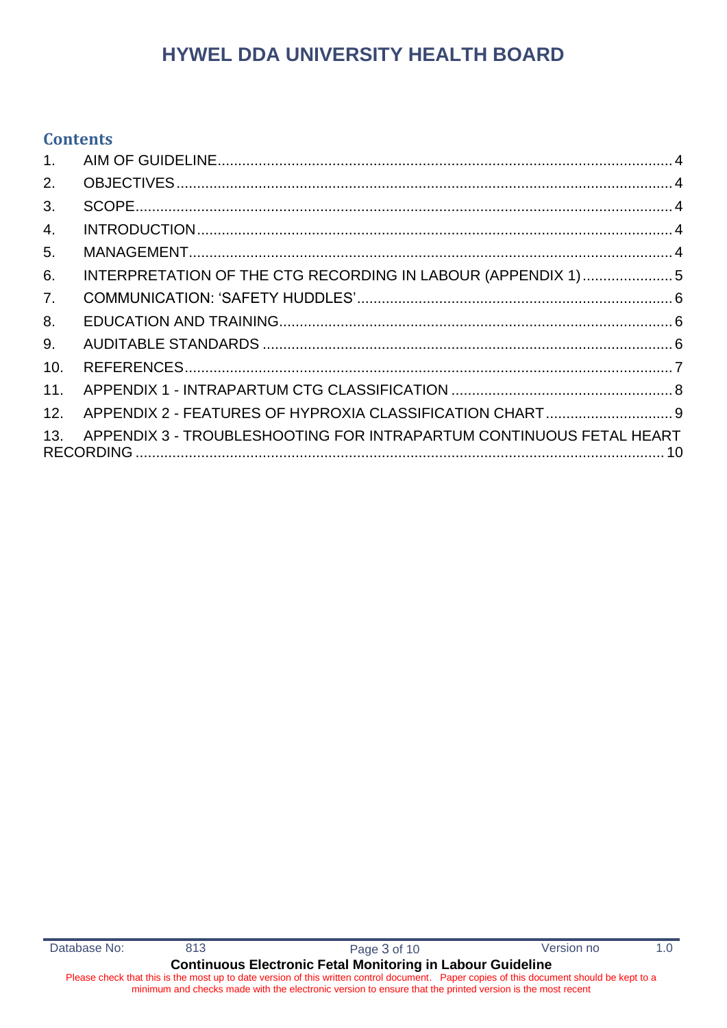## Contents

1. AIM OF GUIDELINE .... 4
2. OBJECTIVES .... 4
3. SCOPE .... 4
4. INTRODUCTION .... 4
5. MANAGEMENT .... 4
6. INTERPRETATION OF THE CTG RECORDING IN LABOUR (APPENDIX 1) .... 5
7. COMMUNICATION: 'SAFETY HUDDLES' .... 6
8. EDUCATION AND TRAINING .... 6
9. AUDITABLE STANDARDS .... 6
10. REFERENCES .... 7
11. APPENDIX 1 - INTRAPARTUM CTG CLASSIFICATION .... 8
12. APPENDIX 2 - FEATURES OF HYPROXIA CLASSIFICATION CHART .... 9
13. APPENDIX 3 - TROUBLESHOOTING FOR INTRAPARTUM CONTINUOUS FETAL HEART RECORDING .... 10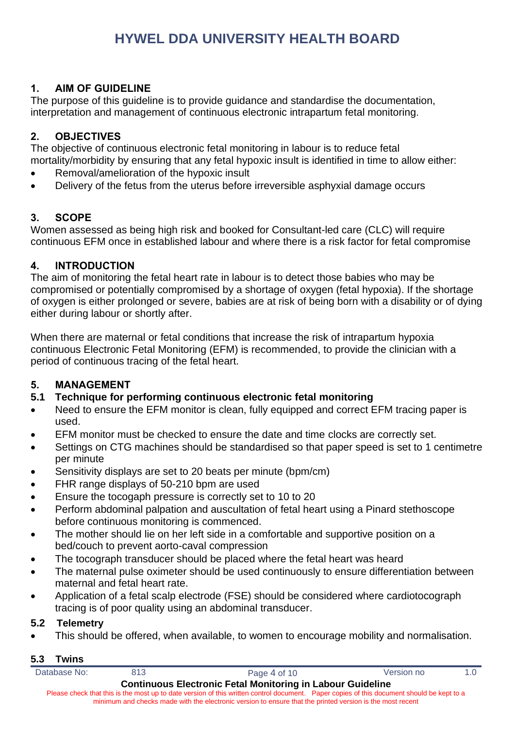## 1. AIM OF GUIDELINE

The purpose of this guideline is to provide guidance and standardise the documentation, interpretation and management of continuous electronic intrapartum fetal monitoring.

## 2. OBJECTIVES

The objective of continuous electronic fetal monitoring in labour is to reduce fetal mortality/morbidity by ensuring that any fetal hypoxic insult is identified in time to allow either:

- Removal/amelioration of the hypoxic insult
- Delivery of the fetus from the uterus before irreversible asphyxial damage occurs

## 3. SCOPE

Women assessed as being high risk and booked for Consultant-led care (CLC) will require continuous EFM once in established labour and where there is a risk factor for fetal compromise

## 4. INTRODUCTION

The aim of monitoring the fetal heart rate in labour is to detect those babies who may be compromised or potentially compromised by a shortage of oxygen (fetal hypoxia). If the shortage of oxygen is either prolonged or severe, babies are at risk of being born with a disability or of dying either during labour or shortly after.

When there are maternal or fetal conditions that increase the risk of intrapartum hypoxia continuous Electronic Fetal Monitoring (EFM) is recommended, to provide the clinician with a period of continuous tracing of the fetal heart.

## 5. MANAGEMENT

### 5.1 Technique for performing continuous electronic fetal monitoring

- Need to ensure the EFM monitor is clean, fully equipped and correct EFM tracing paper is used.
- EFM monitor must be checked to ensure the date and time clocks are correctly set.
- Settings on CTG machines should be standardised so that paper speed is set to 1 centimetre per minute
- Sensitivity displays are set to 20 beats per minute (bpm/cm)
- FHR range displays of 50-210 bpm are used
- Ensure the tocogaph pressure is correctly set to 10 to 20
- Perform abdominal palpation and auscultation of fetal heart using a Pinard stethoscope before continuous monitoring is commenced.
- The mother should lie on her left side in a comfortable and supportive position on a bed/couch to prevent aorto-caval compression
- The tocograph transducer should be placed where the fetal heart was heard
- The maternal pulse oximeter should be used continuously to ensure differentiation between maternal and fetal heart rate.
- Application of a fetal scalp electrode (FSE) should be considered where cardiotocograph tracing is of poor quality using an abdominal transducer.

### 5.2 Telemetry

- This should be offered, when available, to women to encourage mobility and normalisation.

### 5.3 Twins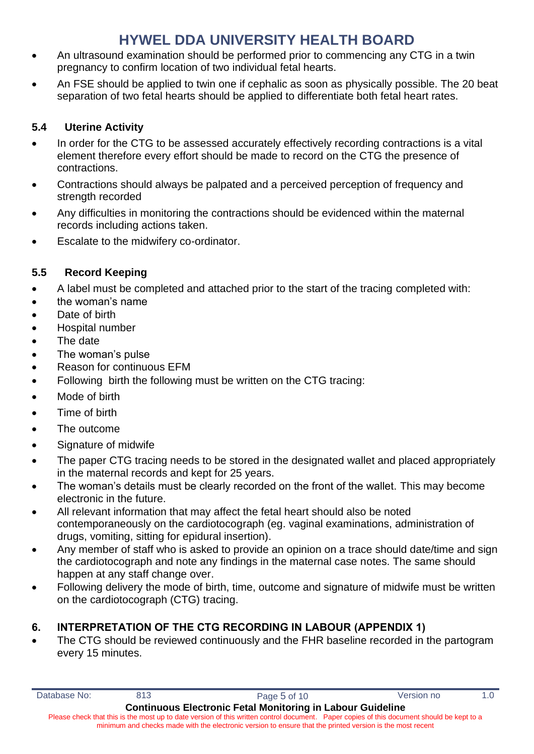- An ultrasound examination should be performed prior to commencing any CTG in a twin pregnancy to confirm location of two individual fetal hearts.
- An FSE should be applied to twin one if cephalic as soon as physically possible. The 20 beat separation of two fetal hearts should be applied to differentiate both fetal heart rates.

### 5.4 Uterine Activity

- In order for the CTG to be assessed accurately effectively recording contractions is a vital element therefore every effort should be made to record on the CTG the presence of contractions.
- Contractions should always be palpated and a perceived perception of frequency and strength recorded
- Any difficulties in monitoring the contractions should be evidenced within the maternal records including actions taken.
- Escalate to the midwifery co-ordinator.

### 5.5 Record Keeping

- A label must be completed and attached prior to the start of the tracing completed with:
- the woman's name
- Date of birth
- Hospital number
- The date
- The woman's pulse
- Reason for continuous EFM
- Following birth the following must be written on the CTG tracing:
- Mode of birth
- Time of birth
- The outcome
- Signature of midwife
- The paper CTG tracing needs to be stored in the designated wallet and placed appropriately in the maternal records and kept for 25 years.
- The woman's details must be clearly recorded on the front of the wallet. This may become electronic in the future.
- All relevant information that may affect the fetal heart should also be noted contemporaneously on the cardiotocograph (eg. vaginal examinations, administration of drugs, vomiting, sitting for epidural insertion).
- Any member of staff who is asked to provide an opinion on a trace should date/time and sign the cardiotocograph and note any findings in the maternal case notes. The same should happen at any staff change over.
- Following delivery the mode of birth, time, outcome and signature of midwife must be written on the cardiotocograph (CTG) tracing.

## 6. INTERPRETATION OF THE CTG RECORDING IN LABOUR (APPENDIX 1)

- The CTG should be reviewed continuously and the FHR baseline recorded in the partogram every 15 minutes.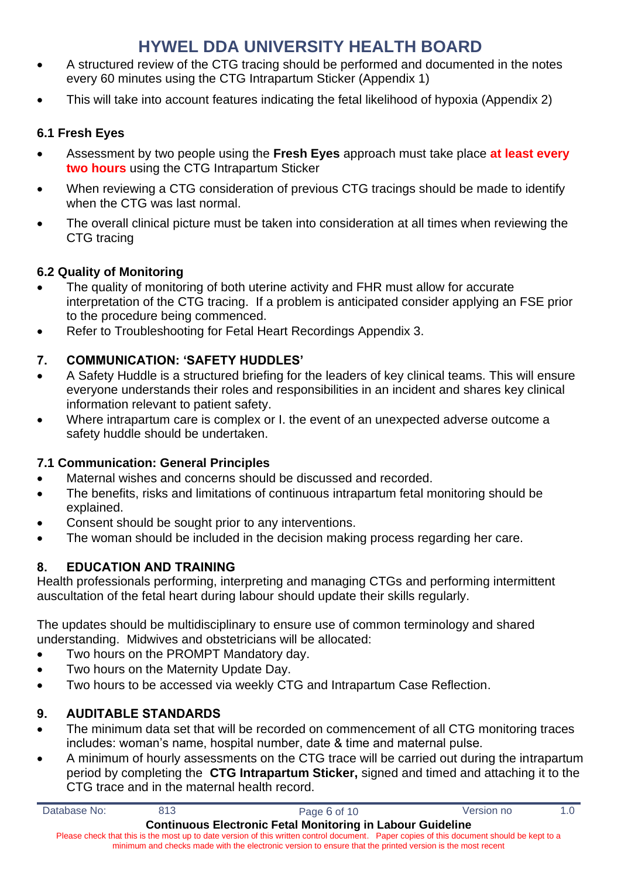- A structured review of the CTG tracing should be performed and documented in the notes every 60 minutes using the CTG Intrapartum Sticker (Appendix 1)
- This will take into account features indicating the fetal likelihood of hypoxia (Appendix 2)

### 6.1 Fresh Eyes

- Assessment by two people using the **Fresh Eyes** approach must take place **at least every two hours** using the CTG Intrapartum Sticker
- When reviewing a CTG consideration of previous CTG tracings should be made to identify when the CTG was last normal.
- The overall clinical picture must be taken into consideration at all times when reviewing the CTG tracing

### 6.2 Quality of Monitoring

- The quality of monitoring of both uterine activity and FHR must allow for accurate interpretation of the CTG tracing. If a problem is anticipated consider applying an FSE prior to the procedure being commenced.
- Refer to Troubleshooting for Fetal Heart Recordings Appendix 3.

## 7. COMMUNICATION: 'SAFETY HUDDLES'

- A Safety Huddle is a structured briefing for the leaders of key clinical teams. This will ensure everyone understands their roles and responsibilities in an incident and shares key clinical information relevant to patient safety.
- Where intrapartum care is complex or I. the event of an unexpected adverse outcome a safety huddle should be undertaken.

### 7.1 Communication: General Principles

- Maternal wishes and concerns should be discussed and recorded.
- The benefits, risks and limitations of continuous intrapartum fetal monitoring should be explained.
- Consent should be sought prior to any interventions.
- The woman should be included in the decision making process regarding her care.

## 8. EDUCATION AND TRAINING

Health professionals performing, interpreting and managing CTGs and performing intermittent auscultation of the fetal heart during labour should update their skills regularly.

The updates should be multidisciplinary to ensure use of common terminology and shared understanding. Midwives and obstetricians will be allocated:

- Two hours on the PROMPT Mandatory day.
- Two hours on the Maternity Update Day.
- Two hours to be accessed via weekly CTG and Intrapartum Case Reflection.

## 9. AUDITABLE STANDARDS

- The minimum data set that will be recorded on commencement of all CTG monitoring traces includes: woman's name, hospital number, date & time and maternal pulse.
- A minimum of hourly assessments on the CTG trace will be carried out during the intrapartum period by completing the **CTG Intrapartum Sticker,** signed and timed and attaching it to the CTG trace and in the maternal health record.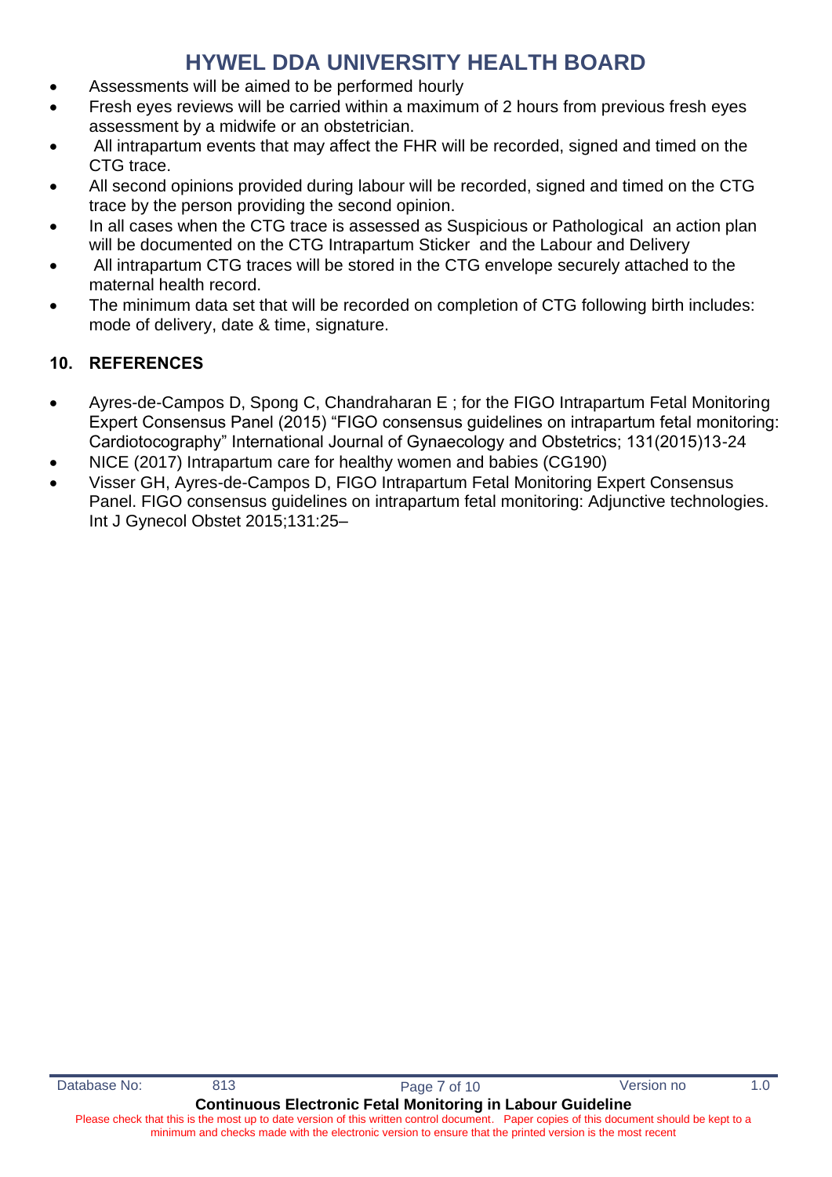- Assessments will be aimed to be performed hourly
- Fresh eyes reviews will be carried within a maximum of 2 hours from previous fresh eyes assessment by a midwife or an obstetrician.
- All intrapartum events that may affect the FHR will be recorded, signed and timed on the CTG trace.
- All second opinions provided during labour will be recorded, signed and timed on the CTG trace by the person providing the second opinion.
- In all cases when the CTG trace is assessed as Suspicious or Pathological an action plan will be documented on the CTG Intrapartum Sticker and the Labour and Delivery
- All intrapartum CTG traces will be stored in the CTG envelope securely attached to the maternal health record.
- The minimum data set that will be recorded on completion of CTG following birth includes: mode of delivery, date & time, signature.

## 10. REFERENCES

- Ayres-de-Campos D, Spong C, Chandraharan E ; for the FIGO Intrapartum Fetal Monitoring Expert Consensus Panel (2015) "FIGO consensus guidelines on intrapartum fetal monitoring: Cardiotocography" International Journal of Gynaecology and Obstetrics; 131(2015)13-24
- NICE (2017) Intrapartum care for healthy women and babies (CG190)
- Visser GH, Ayres-de-Campos D, FIGO Intrapartum Fetal Monitoring Expert Consensus Panel. FIGO consensus guidelines on intrapartum fetal monitoring: Adjunctive technologies. Int J Gynecol Obstet 2015;131:25–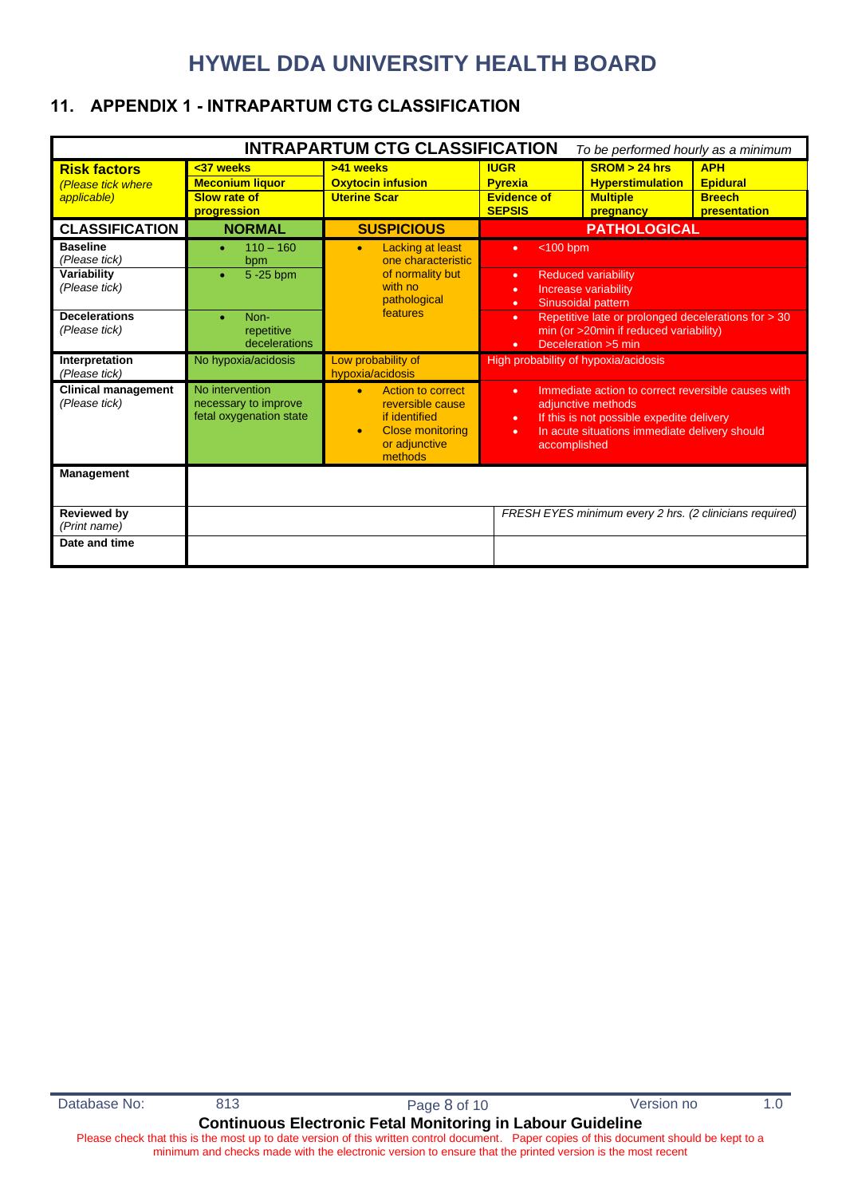## 11. APPENDIX 1 - INTRAPARTUM CTG CLASSIFICATION

| **INTRAPARTUM CTG CLASSIFICATION** *To be performed hourly as a minimum* | | | | | |
|---|---|---|---|---|---|
| **Risk factors** *(Please tick where applicable)* | **<37 weeks**<br>**Meconium liquor**<br>**Slow rate of progression** | **>41 weeks**<br>**Oxytocin infusion**<br>**Uterine Scar** | **IUGR**<br>**Pyrexia**<br>**Evidence of SEPSIS** | **SROM > 24 hrs**<br>**Hyperstimulation**<br>**Multiple pregnancy** | **APH**<br>**Epidural**<br>**Breech presentation** |
| **CLASSIFICATION** | **NORMAL** | **SUSPICIOUS** | **PATHOLOGICAL** | | |
| **Baseline** *(Please tick)* | • 110 – 160 bpm | • Lacking at least one characteristic of normality but with no pathological features | • <100 bpm | | |
| **Variability** *(Please tick)* | • 5 -25 bpm | | • Reduced variability<br>• Increase variability<br>• Sinusoidal pattern | | |
| **Decelerations** *(Please tick)* | • Non-repetitive decelerations | | • Repetitive late or prolonged decelerations for > 30 min (or >20min if reduced variability)<br>• Deceleration >5 min | | |
| **Interpretation** *(Please tick)* | No hypoxia/acidosis | Low probability of hypoxia/acidosis | High probability of hypoxia/acidosis | | |
| **Clinical management** *(Please tick)* | No intervention necessary to improve fetal oxygenation state | • Action to correct reversible cause if identified<br>• Close monitoring or adjunctive methods | • Immediate action to correct reversible causes with adjunctive methods<br>• If this is not possible expedite delivery<br>• In acute situations immediate delivery should accomplished | | |
| **Management** | | | | | |
| **Reviewed by** *(Print name)* | | | *FRESH EYES minimum every 2 hrs. (2 clinicians required)* | | |
| **Date and time** | | | | | |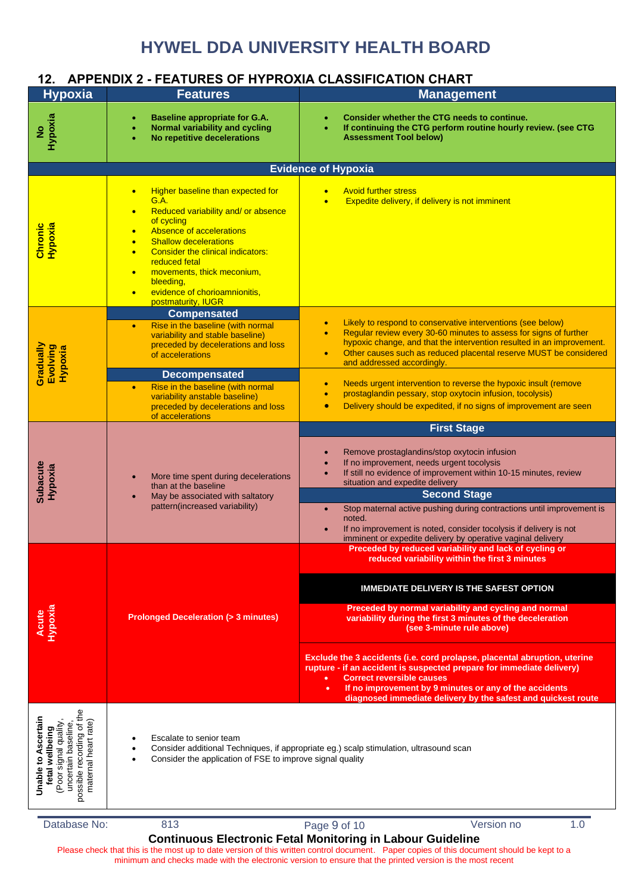# HYWEL DDA UNIVERSITY HEALTH BOARD

## 12. APPENDIX 2 - FEATURES OF HYPROXIA CLASSIFICATION CHART

| Hypoxia | Features | Management |
|---|---|---|
| **No Hypoxia** | • **Baseline appropriate for G.A.**<br>• **Normal variability and cycling**<br>• **No repetitive decelerations** | • **Consider whether the CTG needs to continue.**<br>• **If continuing the CTG perform routine hourly review. (see CTG Assessment Tool below)** |
| **Evidence of Hypoxia** | | |
| **Chronic Hypoxia** | • Higher baseline than expected for G.A.<br>• Reduced variability and/ or absence of cycling<br>• Absence of accelerations<br>• Shallow decelerations<br>• Consider the clinical indicators: reduced fetal<br>• movements, thick meconium, bleeding,<br>• evidence of chorioamnionitis, postmaturity, IUGR | • Avoid further stress<br>• Expedite delivery, if delivery is not imminent |
| **Gradually Evolving Hypoxia** | **Compensated**<br>• Rise in the baseline (with normal variability and stable baseline) preceded by decelerations and loss of accelerations | • Likely to respond to conservative interventions (see below)<br>• Regular review every 30-60 minutes to assess for signs of further hypoxic change, and that the intervention resulted in an improvement.<br>• Other causes such as reduced placental reserve MUST be considered and addressed accordingly. |
| | **Decompensated**<br>• Rise in the baseline (with normal variability anstable baseline) preceded by decelerations and loss of accelerations | • Needs urgent intervention to reverse the hypoxic insult (remove<br>• prostaglandin pessary, stop oxytocin infusion, tocolysis)<br>• Delivery should be expedited, if no signs of improvement are seen |
| **Subacute Hypoxia** | • More time spent during decelerations than at the baseline<br>• May be associated with saltatory pattern(increased variability) | **First Stage**<br>• Remove prostaglandins/stop oxytocin infusion<br>• If no improvement, needs urgent tocolysis<br>• If still no evidence of improvement within 10-15 minutes, review situation and expedite delivery<br>**Second Stage**<br>• Stop maternal active pushing during contractions until improvement is noted.<br>• If no improvement is noted, consider tocolysis if delivery is not imminent or expedite delivery by operative vaginal delivery |
| **Acute Hypoxia** | **Prolonged Deceleration (> 3 minutes)** | **Preceded by reduced variability and lack of cycling or reduced variability within the first 3 minutes**<br>**IMMEDIATE DELIVERY IS THE SAFEST OPTION**<br>**Preceded by normal variability and cycling and normal variability during the first 3 minutes of the deceleration (see 3-minute rule above)**<br>**Exclude the 3 accidents (i.e. cord prolapse, placental abruption, uterine rupture - if an accident is suspected prepare for immediate delivery)**<br>• **Correct reversible causes**<br>• **If no improvement by 9 minutes or any of the accidents diagnosed immediate delivery by the safest and quickest route** |
| **Unable to Ascertain fetal wellbeing** (Poor signal quality, uncertain baseline, possible recording of the maternal heart rate) | • Escalate to senior team<br>• Consider additional Techniques, if appropriate eg.) scalp stimulation, ultrasound scan<br>• Consider the application of FSE to improve signal quality | |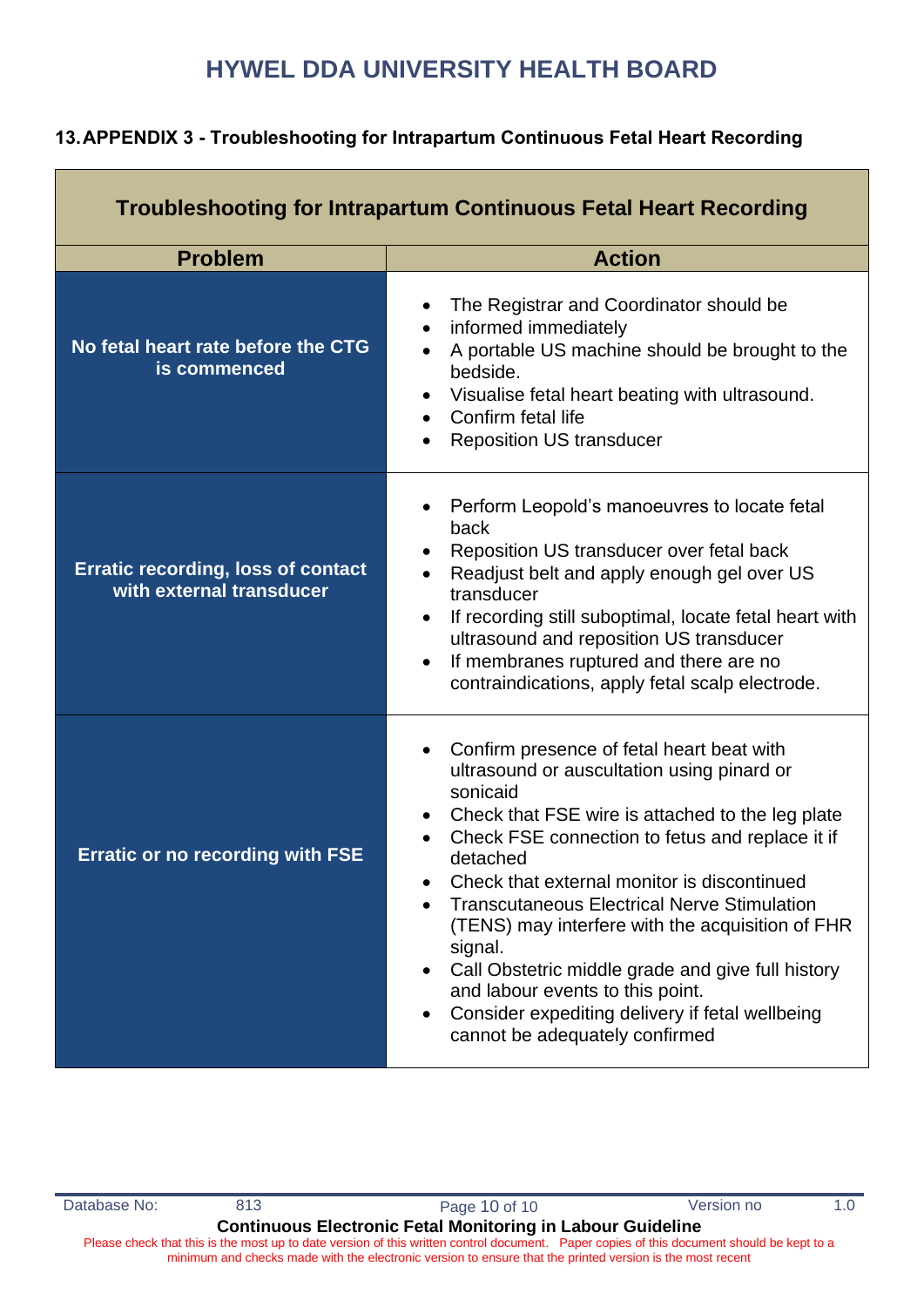## 13. APPENDIX 3 - Troubleshooting for Intrapartum Continuous Fetal Heart Recording

| Troubleshooting for Intrapartum Continuous Fetal Heart Recording | |
|---|---|
| **Problem** | **Action** |
| **No fetal heart rate before the CTG is commenced** | • The Registrar and Coordinator should be<br>• informed immediately<br>• A portable US machine should be brought to the bedside.<br>• Visualise fetal heart beating with ultrasound.<br>• Confirm fetal life<br>• Reposition US transducer |
| **Erratic recording, loss of contact with external transducer** | • Perform Leopold's manoeuvres to locate fetal back<br>• Reposition US transducer over fetal back<br>• Readjust belt and apply enough gel over US transducer<br>• If recording still suboptimal, locate fetal heart with ultrasound and reposition US transducer<br>• If membranes ruptured and there are no contraindications, apply fetal scalp electrode. |
| **Erratic or no recording with FSE** | • Confirm presence of fetal heart beat with ultrasound or auscultation using pinard or sonicaid<br>• Check that FSE wire is attached to the leg plate<br>• Check FSE connection to fetus and replace it if detached<br>• Check that external monitor is discontinued<br>• Transcutaneous Electrical Nerve Stimulation (TENS) may interfere with the acquisition of FHR signal.<br>• Call Obstetric middle grade and give full history and labour events to this point.<br>• Consider expediting delivery if fetal wellbeing cannot be adequately confirmed |